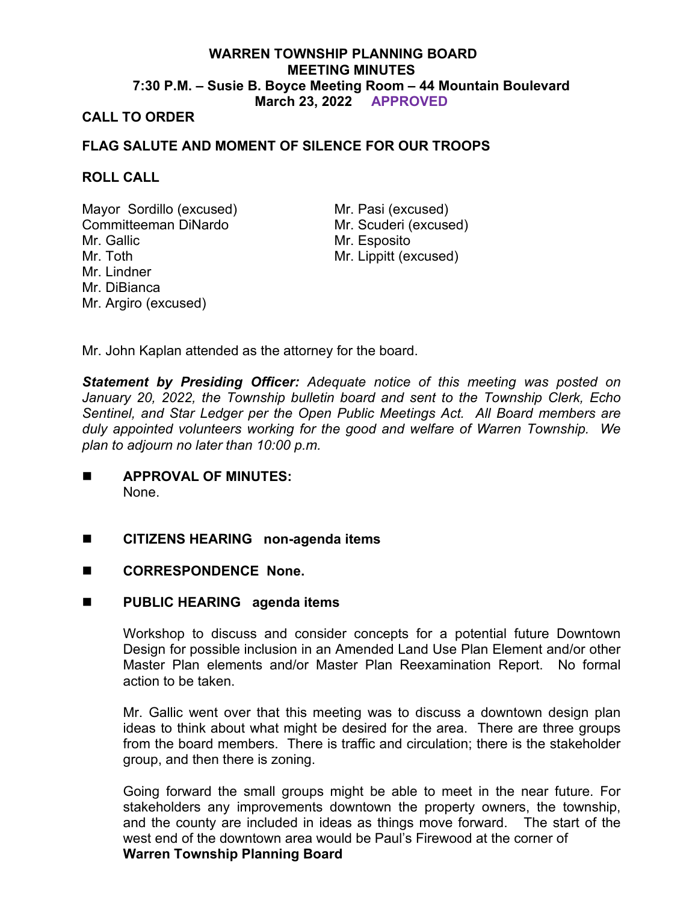# WARREN TOWNSHIP PLANNING BOARD
## MEETING MINUTES
### 7:30 P.M. – Susie B. Boyce Meeting Room – 44 Mountain Boulevard
### March 23, 2022 APPROVED

**CALL TO ORDER**

**FLAG SALUTE AND MOMENT OF SILENCE FOR OUR TROOPS**

**ROLL CALL**

Mayor Sordillo (excused)
Committeeman DiNardo
Mr. Gallic
Mr. Toth
Mr. Lindner
Mr. DiBianca
Mr. Argiro (excused)
Mr. Pasi (excused)
Mr. Scuderi (excused)
Mr. Esposito
Mr. Lippitt (excused)

Mr. John Kaplan attended as the attorney for the board.

***Statement by Presiding Officer:*** *Adequate notice of this meeting was posted on January 20, 2022, the Township bulletin board and sent to the Township Clerk, Echo Sentinel, and Star Ledger per the Open Public Meetings Act. All Board members are duly appointed volunteers working for the good and welfare of Warren Township. We plan to adjourn no later than 10:00 p.m.*

- **APPROVAL OF MINUTES:**
  None.

- **CITIZENS HEARING non-agenda items**

- **CORRESPONDENCE None.**

- **PUBLIC HEARING agenda items**

  Workshop to discuss and consider concepts for a potential future Downtown Design for possible inclusion in an Amended Land Use Plan Element and/or other Master Plan elements and/or Master Plan Reexamination Report. No formal action to be taken.

  Mr. Gallic went over that this meeting was to discuss a downtown design plan ideas to think about what might be desired for the area. There are three groups from the board members. There is traffic and circulation; there is the stakeholder group, and then there is zoning.

  Going forward the small groups might be able to meet in the near future. For stakeholders any improvements downtown the property owners, the township, and the county are included in ideas as things move forward. The start of the west end of the downtown area would be Paul's Firewood at the corner of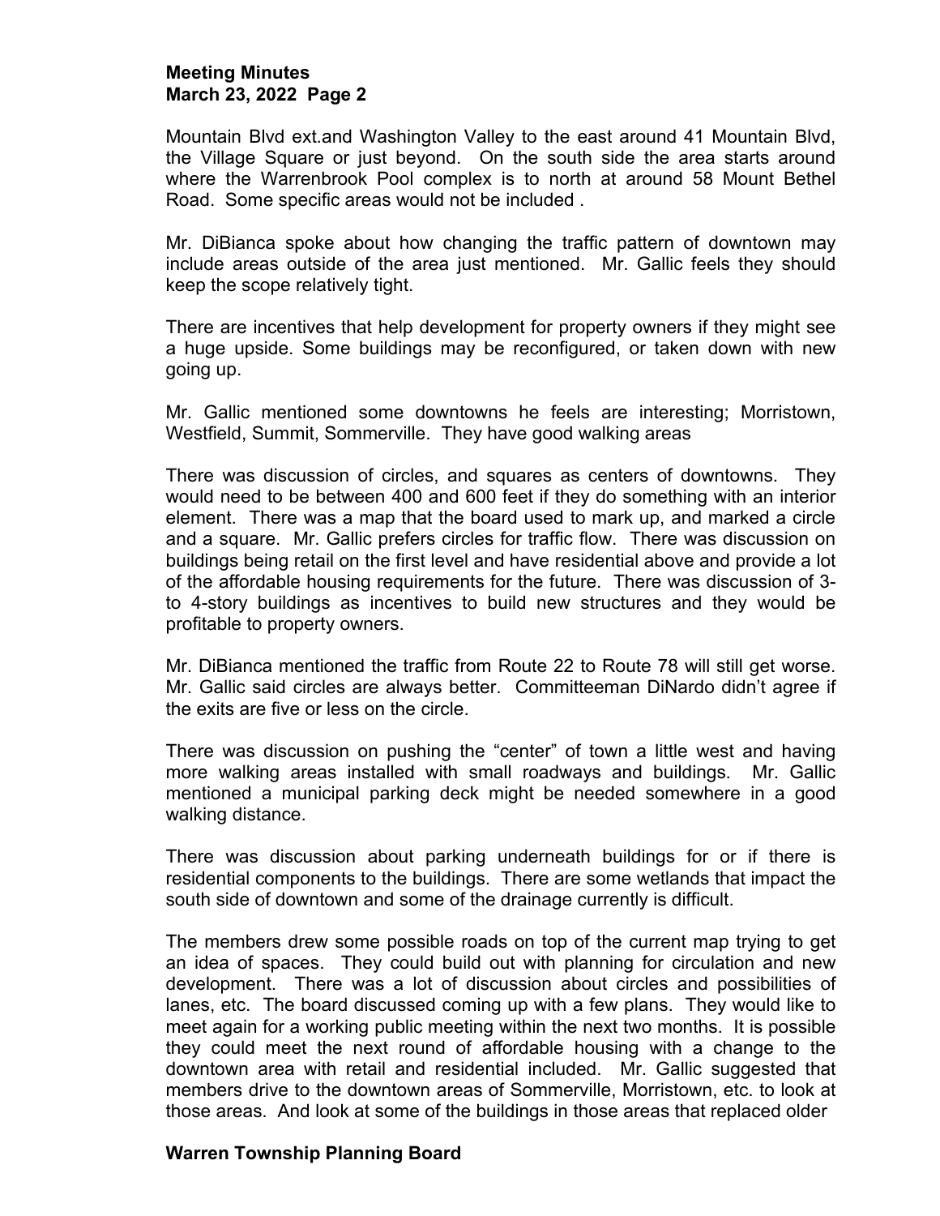Mountain Blvd ext.and Washington Valley to the east around 41 Mountain Blvd, the Village Square or just beyond. On the south side the area starts around where the Warrenbrook Pool complex is to north at around 58 Mount Bethel Road. Some specific areas would not be included .

Mr. DiBianca spoke about how changing the traffic pattern of downtown may include areas outside of the area just mentioned. Mr. Gallic feels they should keep the scope relatively tight.

There are incentives that help development for property owners if they might see a huge upside. Some buildings may be reconfigured, or taken down with new going up.

Mr. Gallic mentioned some downtowns he feels are interesting; Morristown, Westfield, Summit, Sommerville. They have good walking areas

There was discussion of circles, and squares as centers of downtowns. They would need to be between 400 and 600 feet if they do something with an interior element. There was a map that the board used to mark up, and marked a circle and a square. Mr. Gallic prefers circles for traffic flow. There was discussion on buildings being retail on the first level and have residential above and provide a lot of the affordable housing requirements for the future. There was discussion of 3- to 4-story buildings as incentives to build new structures and they would be profitable to property owners.

Mr. DiBianca mentioned the traffic from Route 22 to Route 78 will still get worse. Mr. Gallic said circles are always better. Committeeman DiNardo didn't agree if the exits are five or less on the circle.

There was discussion on pushing the "center" of town a little west and having more walking areas installed with small roadways and buildings. Mr. Gallic mentioned a municipal parking deck might be needed somewhere in a good walking distance.

There was discussion about parking underneath buildings for or if there is residential components to the buildings. There are some wetlands that impact the south side of downtown and some of the drainage currently is difficult.

The members drew some possible roads on top of the current map trying to get an idea of spaces. They could build out with planning for circulation and new development. There was a lot of discussion about circles and possibilities of lanes, etc. The board discussed coming up with a few plans. They would like to meet again for a working public meeting within the next two months. It is possible they could meet the next round of affordable housing with a change to the downtown area with retail and residential included. Mr. Gallic suggested that members drive to the downtown areas of Sommerville, Morristown, etc. to look at those areas. And look at some of the buildings in those areas that replaced older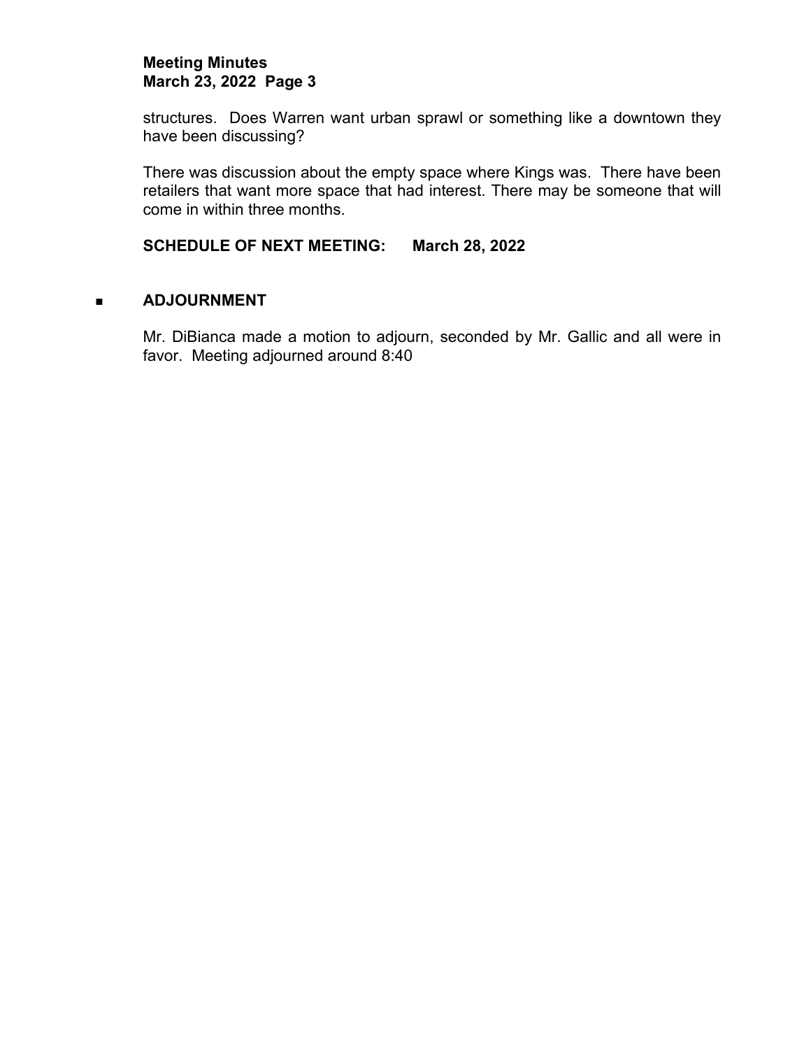structures. Does Warren want urban sprawl or something like a downtown they have been discussing?

There was discussion about the empty space where Kings was. There have been retailers that want more space that had interest. There may be someone that will come in within three months.

**SCHEDULE OF NEXT MEETING: March 28, 2022**

- **ADJOURNMENT**

Mr. DiBianca made a motion to adjourn, seconded by Mr. Gallic and all were in favor. Meeting adjourned around 8:40